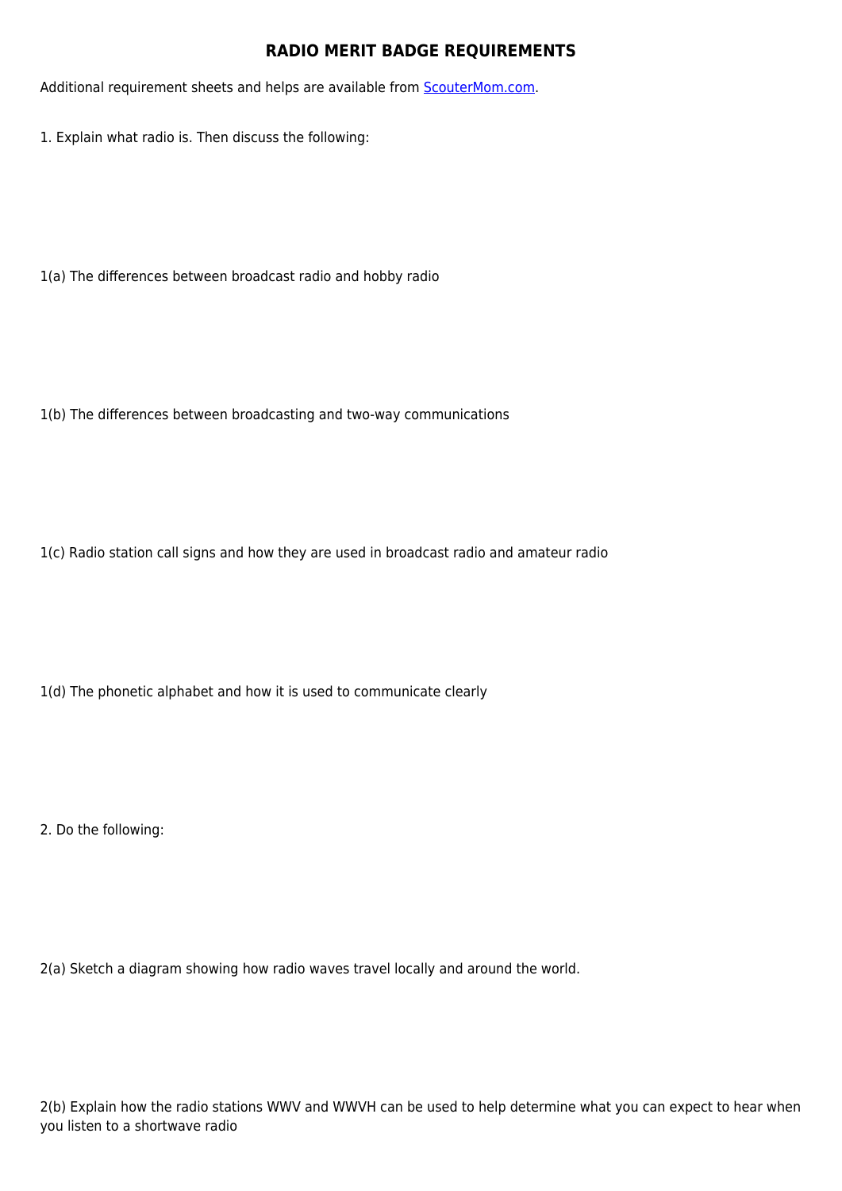# RADIO MERIT BADGE REQUIREMENTS

Additional requirement sheets and helps are available from [ScouterMom.com](ScouterMom.com).

1. Explain what radio is. Then discuss the following:

1(a) The differences between broadcast radio and hobby radio

1(b) The differences between broadcasting and two-way communications

1(c) Radio station call signs and how they are used in broadcast radio and amateur radio

1(d) The phonetic alphabet and how it is used to communicate clearly

2. Do the following:

2(a) Sketch a diagram showing how radio waves travel locally and around the world.

2(b) Explain how the radio stations WWV and WWVH can be used to help determine what you can expect to hear when you listen to a shortwave radio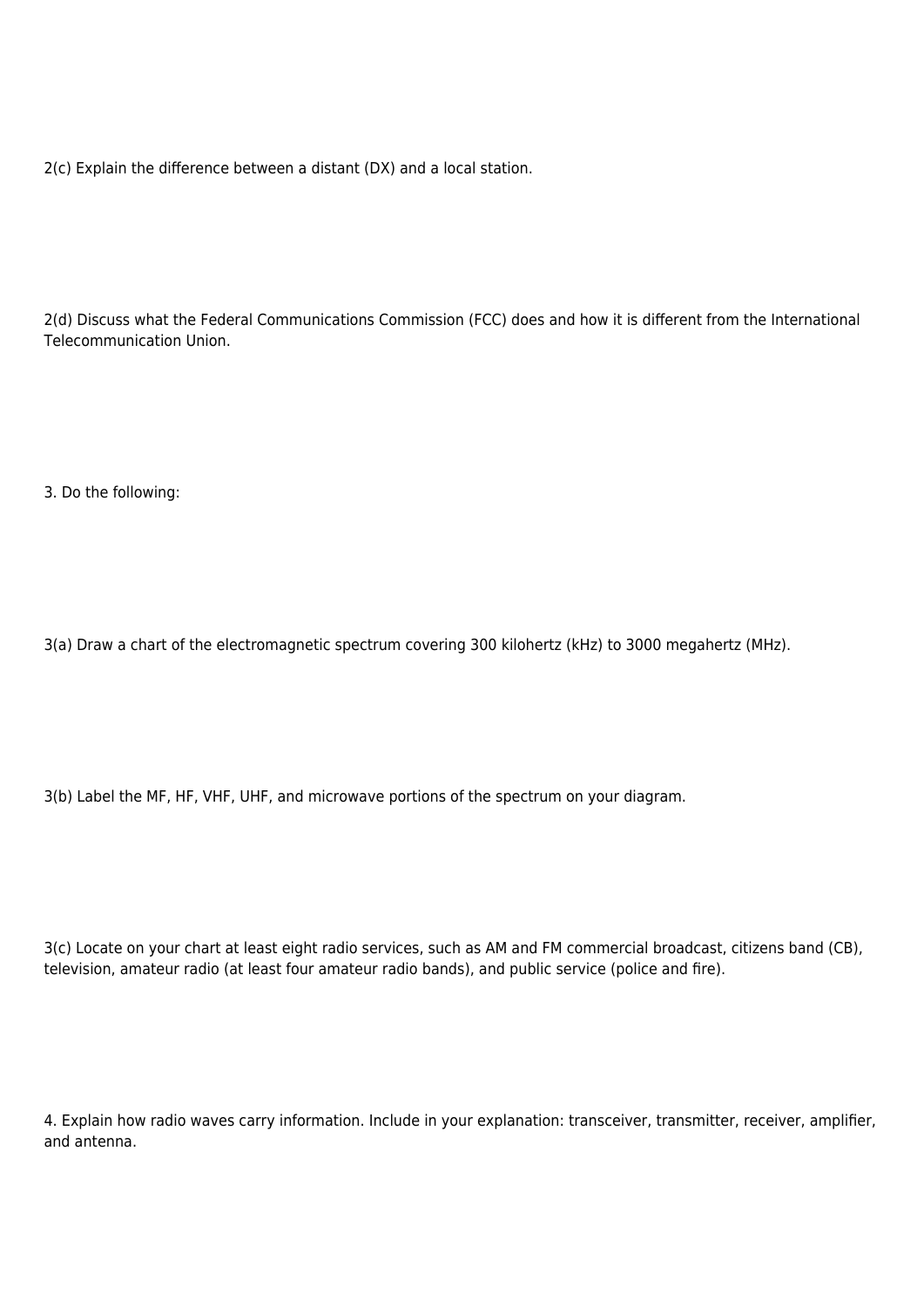2(c) Explain the difference between a distant (DX) and a local station.

2(d) Discuss what the Federal Communications Commission (FCC) does and how it is different from the International Telecommunication Union.

3. Do the following:

3(a) Draw a chart of the electromagnetic spectrum covering 300 kilohertz (kHz) to 3000 megahertz (MHz).

3(b) Label the MF, HF, VHF, UHF, and microwave portions of the spectrum on your diagram.

3(c) Locate on your chart at least eight radio services, such as AM and FM commercial broadcast, citizens band (CB), television, amateur radio (at least four amateur radio bands), and public service (police and fire).

4. Explain how radio waves carry information. Include in your explanation: transceiver, transmitter, receiver, amplifier, and antenna.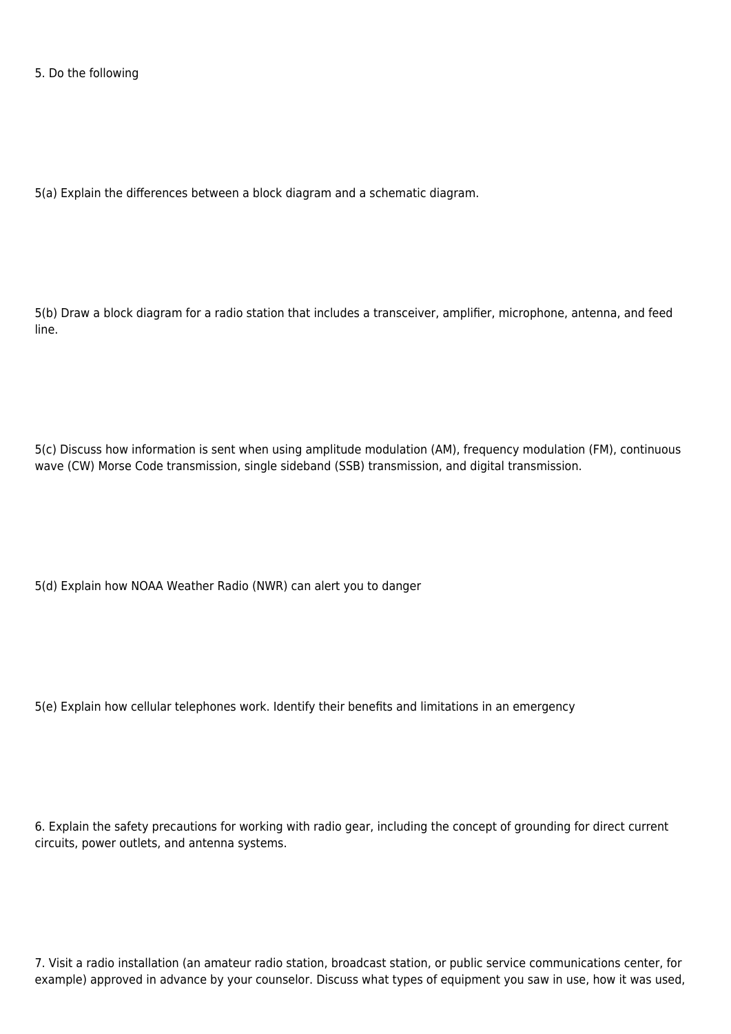5. Do the following

5(a) Explain the differences between a block diagram and a schematic diagram.

5(b) Draw a block diagram for a radio station that includes a transceiver, amplifier, microphone, antenna, and feed line.

5(c) Discuss how information is sent when using amplitude modulation (AM), frequency modulation (FM), continuous wave (CW) Morse Code transmission, single sideband (SSB) transmission, and digital transmission.

5(d) Explain how NOAA Weather Radio (NWR) can alert you to danger

5(e) Explain how cellular telephones work. Identify their benefits and limitations in an emergency

6. Explain the safety precautions for working with radio gear, including the concept of grounding for direct current circuits, power outlets, and antenna systems.

7. Visit a radio installation (an amateur radio station, broadcast station, or public service communications center, for example) approved in advance by your counselor. Discuss what types of equipment you saw in use, how it was used,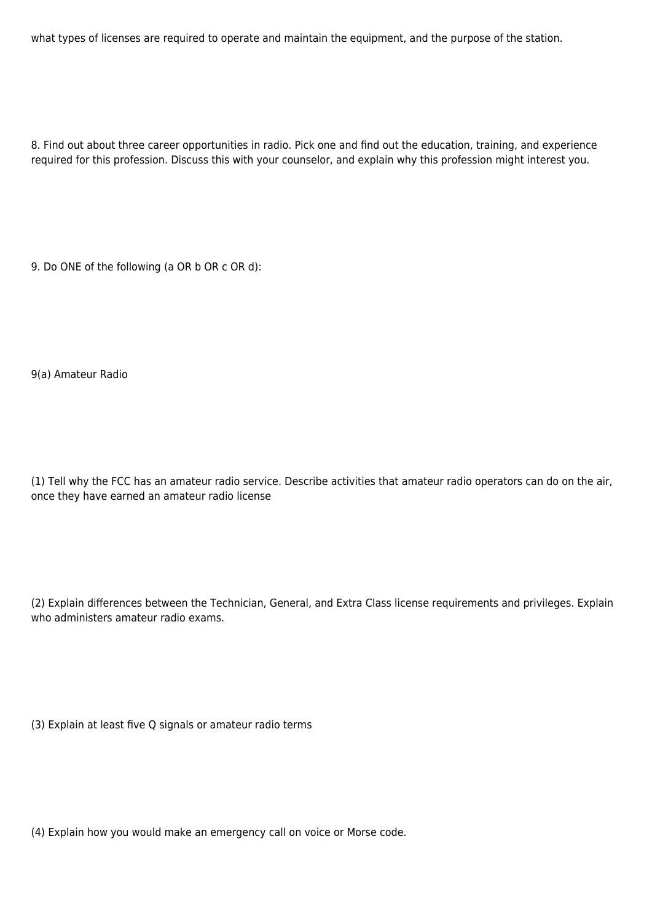what types of licenses are required to operate and maintain the equipment, and the purpose of the station.

8. Find out about three career opportunities in radio. Pick one and find out the education, training, and experience required for this profession. Discuss this with your counselor, and explain why this profession might interest you.

9. Do ONE of the following (a OR b OR c OR d):

9(a) Amateur Radio

(1) Tell why the FCC has an amateur radio service. Describe activities that amateur radio operators can do on the air, once they have earned an amateur radio license

(2) Explain differences between the Technician, General, and Extra Class license requirements and privileges. Explain who administers amateur radio exams.

(3) Explain at least five Q signals or amateur radio terms

(4) Explain how you would make an emergency call on voice or Morse code.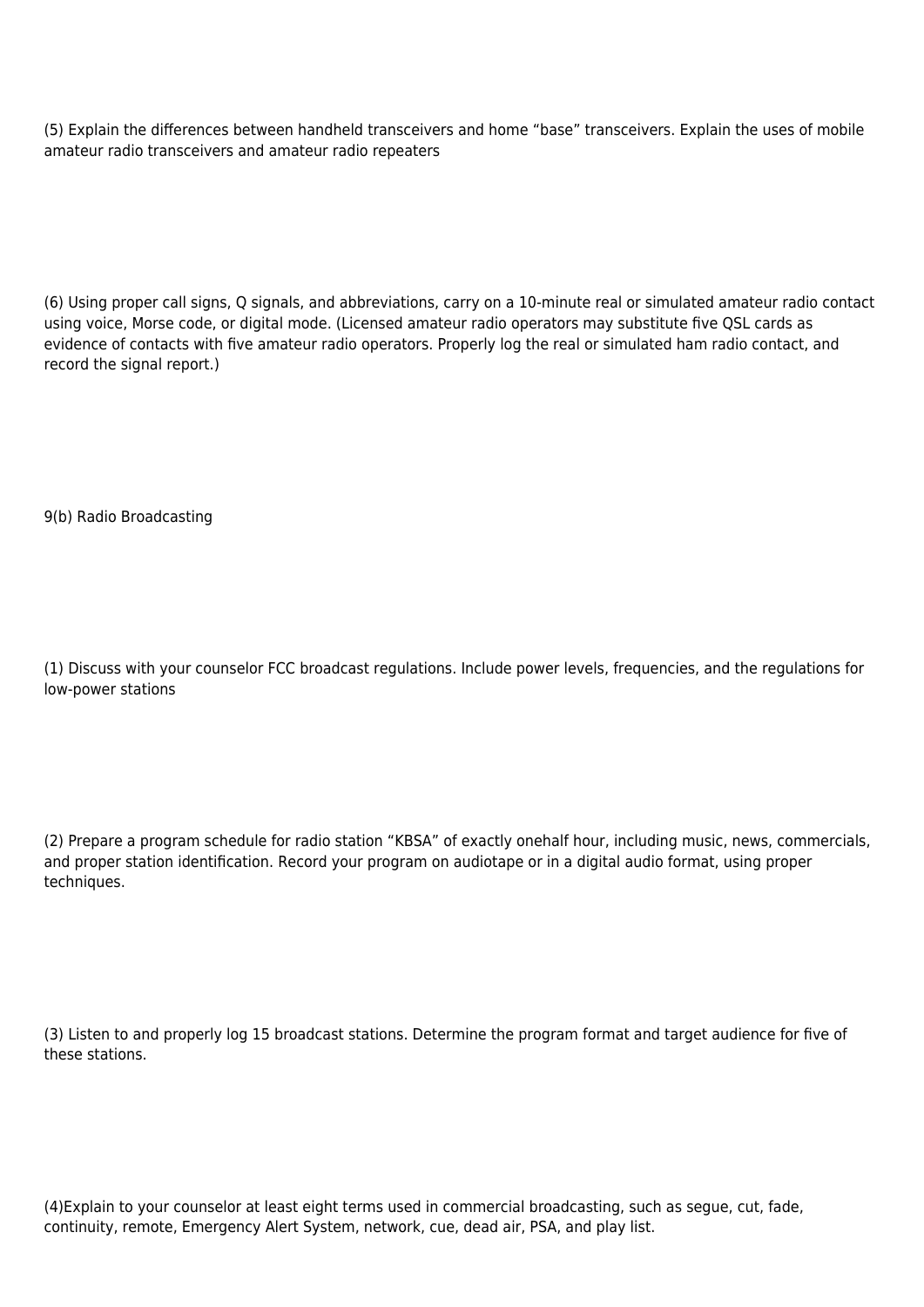(5) Explain the differences between handheld transceivers and home “base” transceivers. Explain the uses of mobile amateur radio transceivers and amateur radio repeaters

(6) Using proper call signs, Q signals, and abbreviations, carry on a 10-minute real or simulated amateur radio contact using voice, Morse code, or digital mode. (Licensed amateur radio operators may substitute five QSL cards as evidence of contacts with five amateur radio operators. Properly log the real or simulated ham radio contact, and record the signal report.)

9(b) Radio Broadcasting

(1) Discuss with your counselor FCC broadcast regulations. Include power levels, frequencies, and the regulations for low-power stations

(2) Prepare a program schedule for radio station “KBSA” of exactly onehalf hour, including music, news, commercials, and proper station identification. Record your program on audiotape or in a digital audio format, using proper techniques.

(3) Listen to and properly log 15 broadcast stations. Determine the program format and target audience for five of these stations.

(4)Explain to your counselor at least eight terms used in commercial broadcasting, such as segue, cut, fade, continuity, remote, Emergency Alert System, network, cue, dead air, PSA, and play list.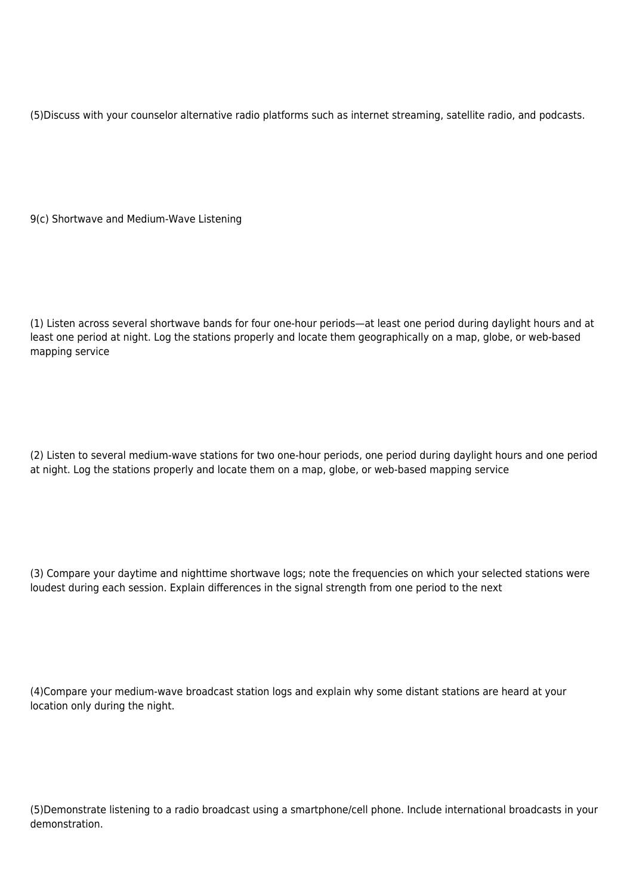(5)Discuss with your counselor alternative radio platforms such as internet streaming, satellite radio, and podcasts.

9(c) Shortwave and Medium-Wave Listening

(1) Listen across several shortwave bands for four one-hour periods—at least one period during daylight hours and at least one period at night. Log the stations properly and locate them geographically on a map, globe, or web-based mapping service

(2) Listen to several medium-wave stations for two one-hour periods, one period during daylight hours and one period at night. Log the stations properly and locate them on a map, globe, or web-based mapping service

(3) Compare your daytime and nighttime shortwave logs; note the frequencies on which your selected stations were loudest during each session. Explain differences in the signal strength from one period to the next

(4)Compare your medium-wave broadcast station logs and explain why some distant stations are heard at your location only during the night.

(5)Demonstrate listening to a radio broadcast using a smartphone/cell phone. Include international broadcasts in your demonstration.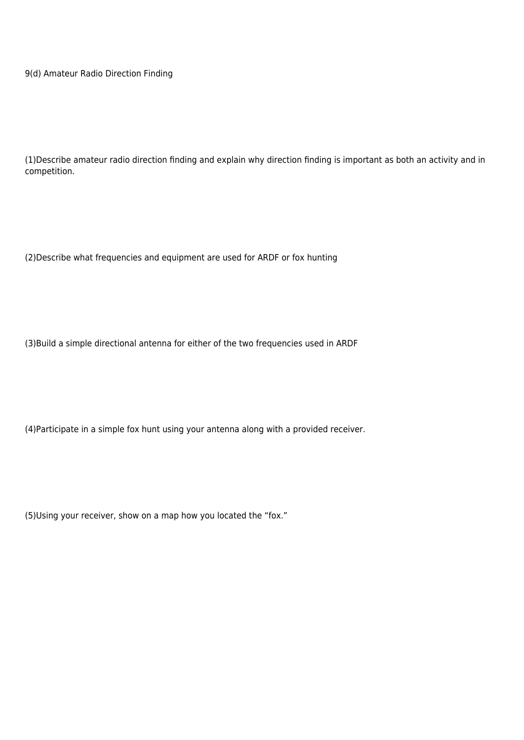9(d) Amateur Radio Direction Finding

(1)Describe amateur radio direction finding and explain why direction finding is important as both an activity and in competition.

(2)Describe what frequencies and equipment are used for ARDF or fox hunting

(3)Build a simple directional antenna for either of the two frequencies used in ARDF

(4)Participate in a simple fox hunt using your antenna along with a provided receiver.

(5)Using your receiver, show on a map how you located the "fox."